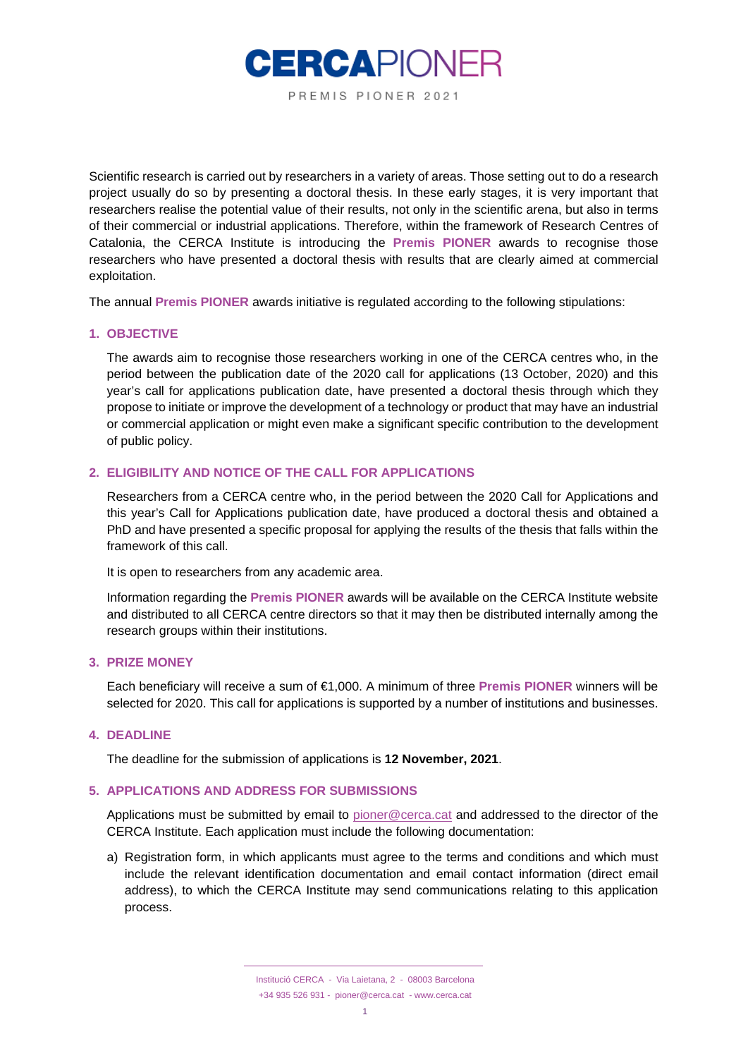# CERCAPIONER

PREMIS PIONER 2021

Scientific research is carried out by researchers in a variety of areas. Those setting out to do a research project usually do so by presenting a doctoral thesis. In these early stages, it is very important that researchers realise the potential value of their results, not only in the scientific arena, but also in terms of their commercial or industrial applications. Therefore, within the framework of Research Centres of Catalonia, the CERCA Institute is introducing the **Premis PIONER** awards to recognise those researchers who have presented a doctoral thesis with results that are clearly aimed at commercial exploitation.

The annual **Premis PIONER** awards initiative is regulated according to the following stipulations:

## 1. OBJECTIVE

The awards aim to recognise those researchers working in one of the CERCA centres who, in the period between the publication date of the 2020 call for applications (13 October, 2020) and this year's call for applications publication date, have presented a doctoral thesis through which they propose to initiate or improve the development of a technology or product that may have an industrial or commercial application or might even make a significant specific contribution to the development of public policy.

## 2. ELIGIBILITY AND NOTICE OF THE CALL FOR APPLICATIONS

Researchers from a CERCA centre who, in the period between the 2020 Call for Applications and this year's Call for Applications publication date, have produced a doctoral thesis and obtained a PhD and have presented a specific proposal for applying the results of the thesis that falls within the framework of this call.

It is open to researchers from any academic area.

Information regarding the **Premis PIONER** awards will be available on the CERCA Institute website and distributed to all CERCA centre directors so that it may then be distributed internally among the research groups within their institutions.

## 3. PRIZE MONEY

Each beneficiary will receive a sum of €1,000. A minimum of three **Premis PIONER** winners will be selected for 2020. This call for applications is supported by a number of institutions and businesses.

## 4. DEADLINE

The deadline for the submission of applications is **12 November, 2021**.

## 5. APPLICATIONS AND ADDRESS FOR SUBMISSIONS

Applications must be submitted by email to pioner@cerca.cat and addressed to the director of the CERCA Institute. Each application must include the following documentation:

a) Registration form, in which applicants must agree to the terms and conditions and which must include the relevant identification documentation and email contact information (direct email address), to which the CERCA Institute may send communications relating to this application process.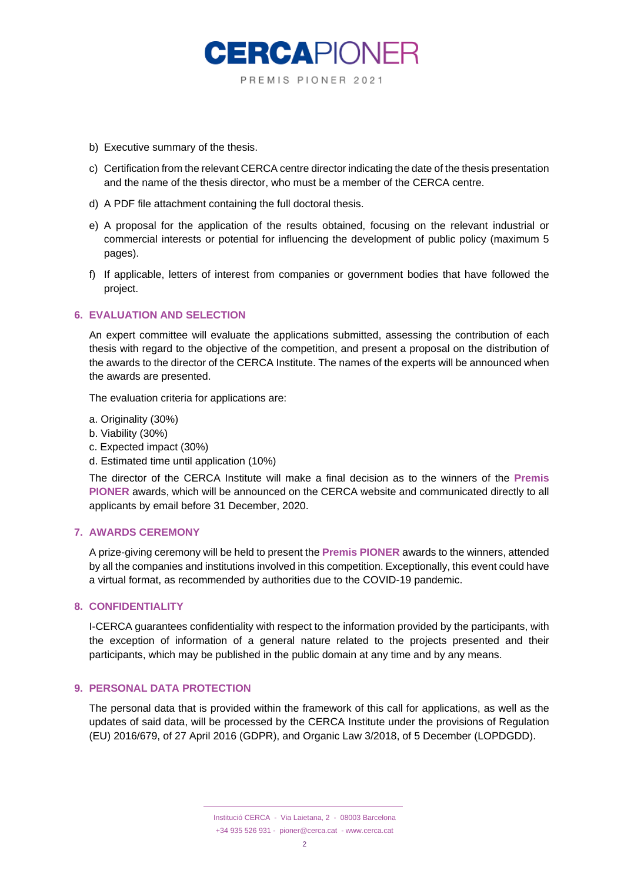b) Executive summary of the thesis.

c) Certification from the relevant CERCA centre director indicating the date of the thesis presentation and the name of the thesis director, who must be a member of the CERCA centre.

d) A PDF file attachment containing the full doctoral thesis.

e) A proposal for the application of the results obtained, focusing on the relevant industrial or commercial interests or potential for influencing the development of public policy (maximum 5 pages).

f) If applicable, letters of interest from companies or government bodies that have followed the project.

## 6. EVALUATION AND SELECTION

An expert committee will evaluate the applications submitted, assessing the contribution of each thesis with regard to the objective of the competition, and present a proposal on the distribution of the awards to the director of the CERCA Institute. The names of the experts will be announced when the awards are presented.

The evaluation criteria for applications are:

a. Originality (30%)
b. Viability (30%)
c. Expected impact (30%)
d. Estimated time until application (10%)

The director of the CERCA Institute will make a final decision as to the winners of the **Premis PIONER** awards, which will be announced on the CERCA website and communicated directly to all applicants by email before 31 December, 2020.

## 7. AWARDS CEREMONY

A prize-giving ceremony will be held to present the **Premis PIONER** awards to the winners, attended by all the companies and institutions involved in this competition. Exceptionally, this event could have a virtual format, as recommended by authorities due to the COVID-19 pandemic.

## 8. CONFIDENTIALITY

I-CERCA guarantees confidentiality with respect to the information provided by the participants, with the exception of information of a general nature related to the projects presented and their participants, which may be published in the public domain at any time and by any means.

## 9. PERSONAL DATA PROTECTION

The personal data that is provided within the framework of this call for applications, as well as the updates of said data, will be processed by the CERCA Institute under the provisions of Regulation (EU) 2016/679, of 27 April 2016 (GDPR), and Organic Law 3/2018, of 5 December (LOPDGDD).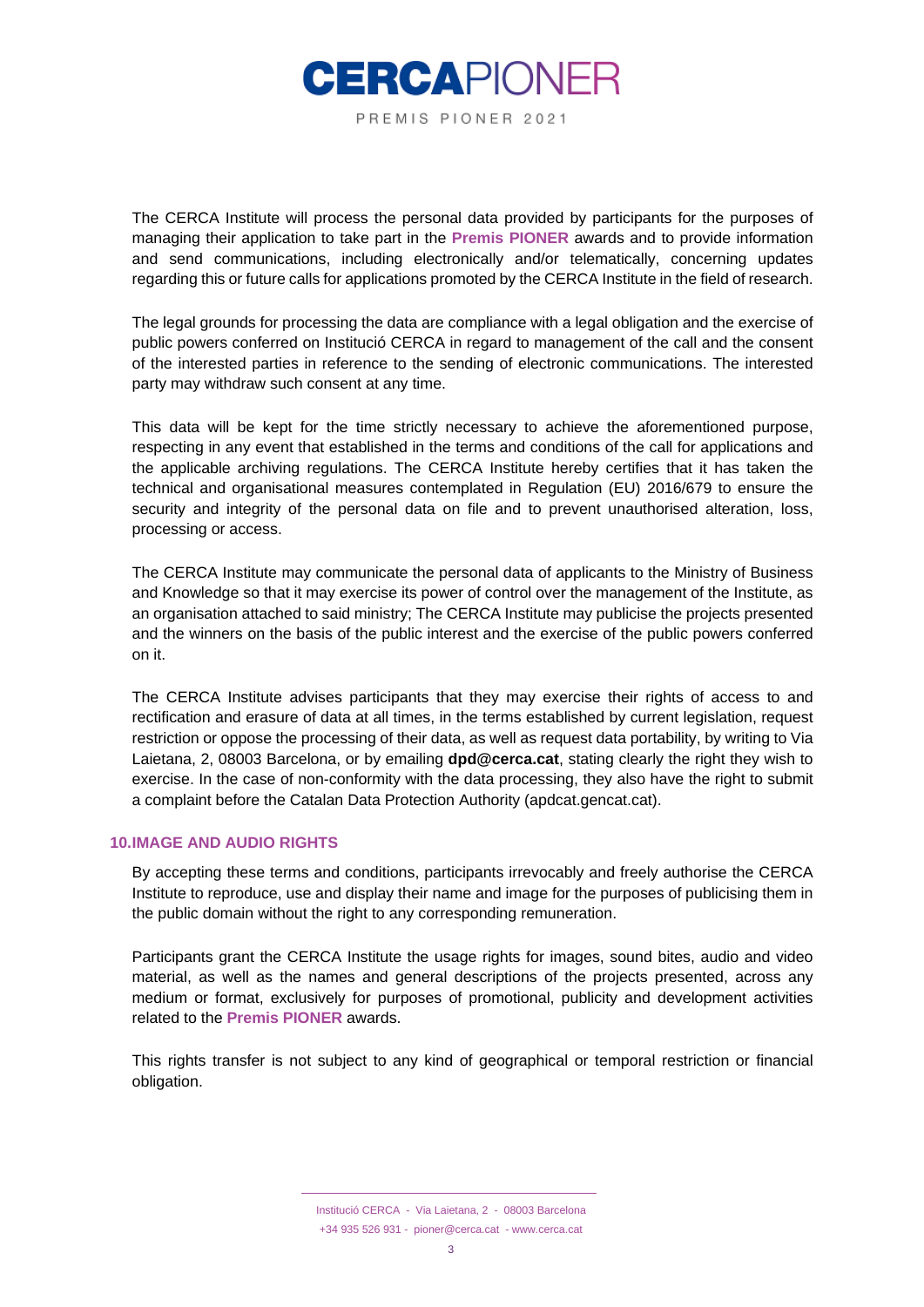The CERCA Institute will process the personal data provided by participants for the purposes of managing their application to take part in the **Premis PIONER** awards and to provide information and send communications, including electronically and/or telematically, concerning updates regarding this or future calls for applications promoted by the CERCA Institute in the field of research.

The legal grounds for processing the data are compliance with a legal obligation and the exercise of public powers conferred on Institució CERCA in regard to management of the call and the consent of the interested parties in reference to the sending of electronic communications. The interested party may withdraw such consent at any time.

This data will be kept for the time strictly necessary to achieve the aforementioned purpose, respecting in any event that established in the terms and conditions of the call for applications and the applicable archiving regulations. The CERCA Institute hereby certifies that it has taken the technical and organisational measures contemplated in Regulation (EU) 2016/679 to ensure the security and integrity of the personal data on file and to prevent unauthorised alteration, loss, processing or access.

The CERCA Institute may communicate the personal data of applicants to the Ministry of Business and Knowledge so that it may exercise its power of control over the management of the Institute, as an organisation attached to said ministry; The CERCA Institute may publicise the projects presented and the winners on the basis of the public interest and the exercise of the public powers conferred on it.

The CERCA Institute advises participants that they may exercise their rights of access to and rectification and erasure of data at all times, in the terms established by current legislation, request restriction or oppose the processing of their data, as well as request data portability, by writing to Via Laietana, 2, 08003 Barcelona, or by emailing **dpd@cerca.cat**, stating clearly the right they wish to exercise. In the case of non-conformity with the data processing, they also have the right to submit a complaint before the Catalan Data Protection Authority (apdcat.gencat.cat).

## 10. IMAGE AND AUDIO RIGHTS

By accepting these terms and conditions, participants irrevocably and freely authorise the CERCA Institute to reproduce, use and display their name and image for the purposes of publicising them in the public domain without the right to any corresponding remuneration.

Participants grant the CERCA Institute the usage rights for images, sound bites, audio and video material, as well as the names and general descriptions of the projects presented, across any medium or format, exclusively for purposes of promotional, publicity and development activities related to the **Premis PIONER** awards.

This rights transfer is not subject to any kind of geographical or temporal restriction or financial obligation.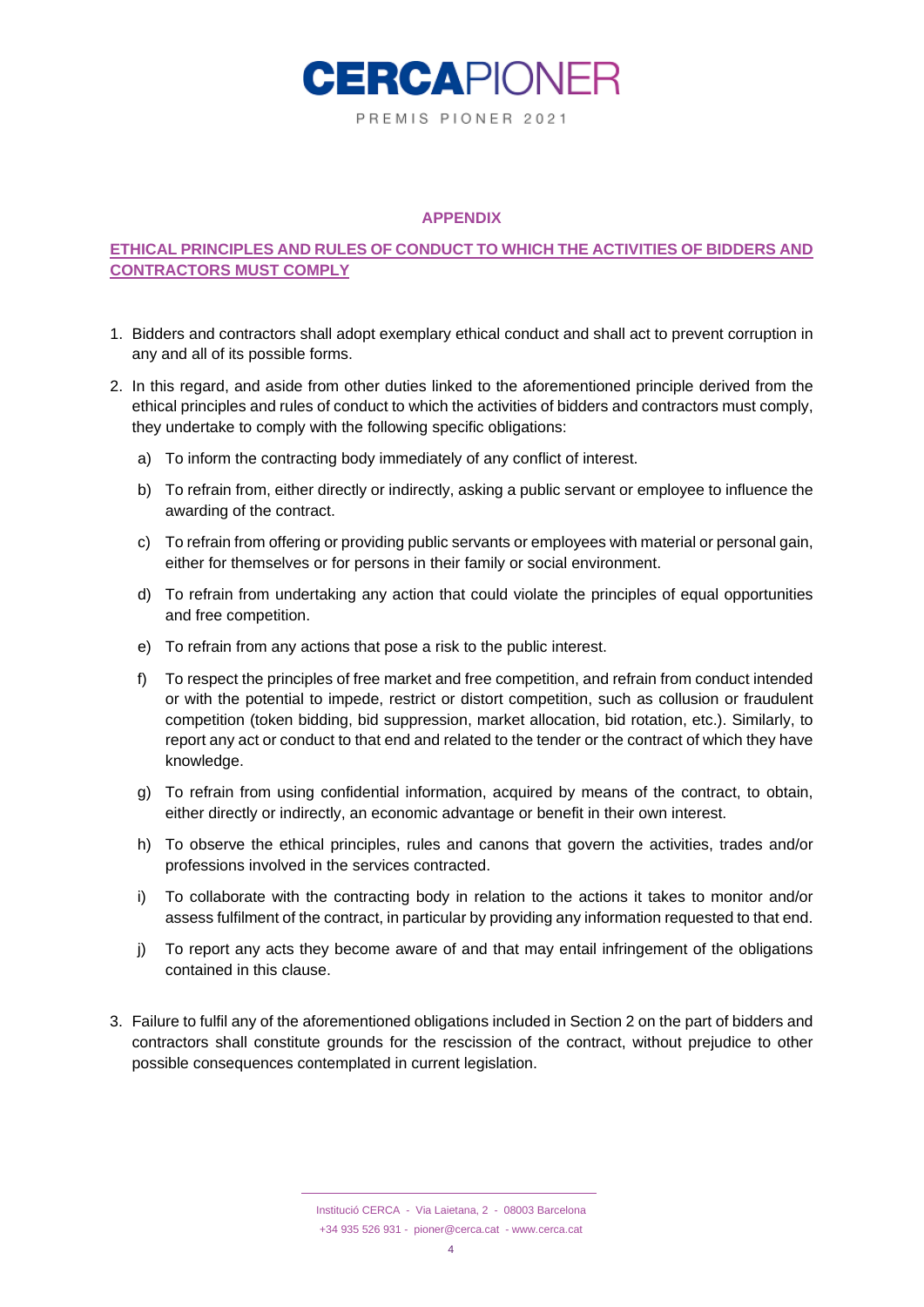## APPENDIX

## ETHICAL PRINCIPLES AND RULES OF CONDUCT TO WHICH THE ACTIVITIES OF BIDDERS AND CONTRACTORS MUST COMPLY

1. Bidders and contractors shall adopt exemplary ethical conduct and shall act to prevent corruption in any and all of its possible forms.

2. In this regard, and aside from other duties linked to the aforementioned principle derived from the ethical principles and rules of conduct to which the activities of bidders and contractors must comply, they undertake to comply with the following specific obligations:

   a) To inform the contracting body immediately of any conflict of interest.

   b) To refrain from, either directly or indirectly, asking a public servant or employee to influence the awarding of the contract.

   c) To refrain from offering or providing public servants or employees with material or personal gain, either for themselves or for persons in their family or social environment.

   d) To refrain from undertaking any action that could violate the principles of equal opportunities and free competition.

   e) To refrain from any actions that pose a risk to the public interest.

   f) To respect the principles of free market and free competition, and refrain from conduct intended or with the potential to impede, restrict or distort competition, such as collusion or fraudulent competition (token bidding, bid suppression, market allocation, bid rotation, etc.). Similarly, to report any act or conduct to that end and related to the tender or the contract of which they have knowledge.

   g) To refrain from using confidential information, acquired by means of the contract, to obtain, either directly or indirectly, an economic advantage or benefit in their own interest.

   h) To observe the ethical principles, rules and canons that govern the activities, trades and/or professions involved in the services contracted.

   i) To collaborate with the contracting body in relation to the actions it takes to monitor and/or assess fulfilment of the contract, in particular by providing any information requested to that end.

   j) To report any acts they become aware of and that may entail infringement of the obligations contained in this clause.

3. Failure to fulfil any of the aforementioned obligations included in Section 2 on the part of bidders and contractors shall constitute grounds for the rescission of the contract, without prejudice to other possible consequences contemplated in current legislation.